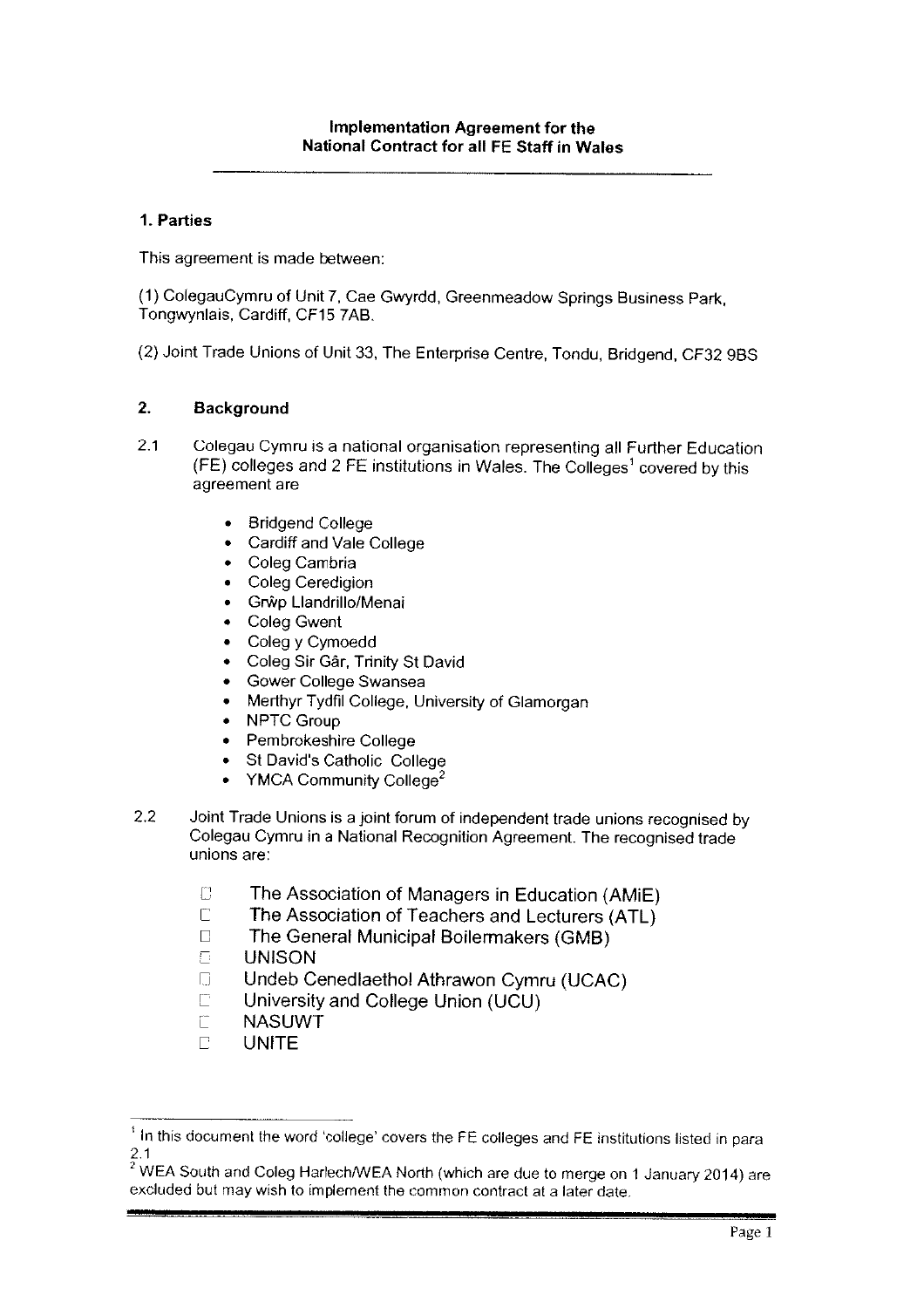**Implementation Agreement for the National Contract for all FE Staff in Wales**

## 1. Parties

This agreement is made between:

(1) ColegauCymru of Unit 7, Cae Gwyrdd, Greenmeadow Springs Business Park, Tongwynlais, Cardiff, CF15 7AB.

(2) Joint Trade Unions of Unit 33, The Enterprise Centre, Tondu, Bridgend, CF32 9BS

## 2. Background

2.1 Colegau Cymru is a national organisation representing all Further Education (FE) colleges and 2 FE institutions in Wales. The Colleges[1] covered by this agreement are

- Bridgend College
- Cardiff and Vale College
- Coleg Cambria
- Coleg Ceredigion
- Grŵp Llandrillo/Menai
- Coleg Gwent
- Coleg y Cymoedd
- Coleg Sir Gâr, Trinity St David
- Gower College Swansea
- Merthyr Tydfil College, University of Glamorgan
- NPTC Group
- Pembrokeshire College
- St David's Catholic College
- YMCA Community College[2]

2.2 Joint Trade Unions is a joint forum of independent trade unions recognised by Colegau Cymru in a National Recognition Agreement. The recognised trade unions are:

- The Association of Managers in Education (AMiE)
- The Association of Teachers and Lecturers (ATL)
- The General Municipal Boilermakers (GMB)
- UNISON
- Undeb Cenedlaethol Athrawon Cymru (UCAC)
- University and College Union (UCU)
- NASUWT
- UNITE

[1] In this document the word 'college' covers the FE colleges and FE institutions listed in para 2.1

[2] WEA South and Coleg Harlech/WEA North (which are due to merge on 1 January 2014) are excluded but may wish to implement the common contract at a later date.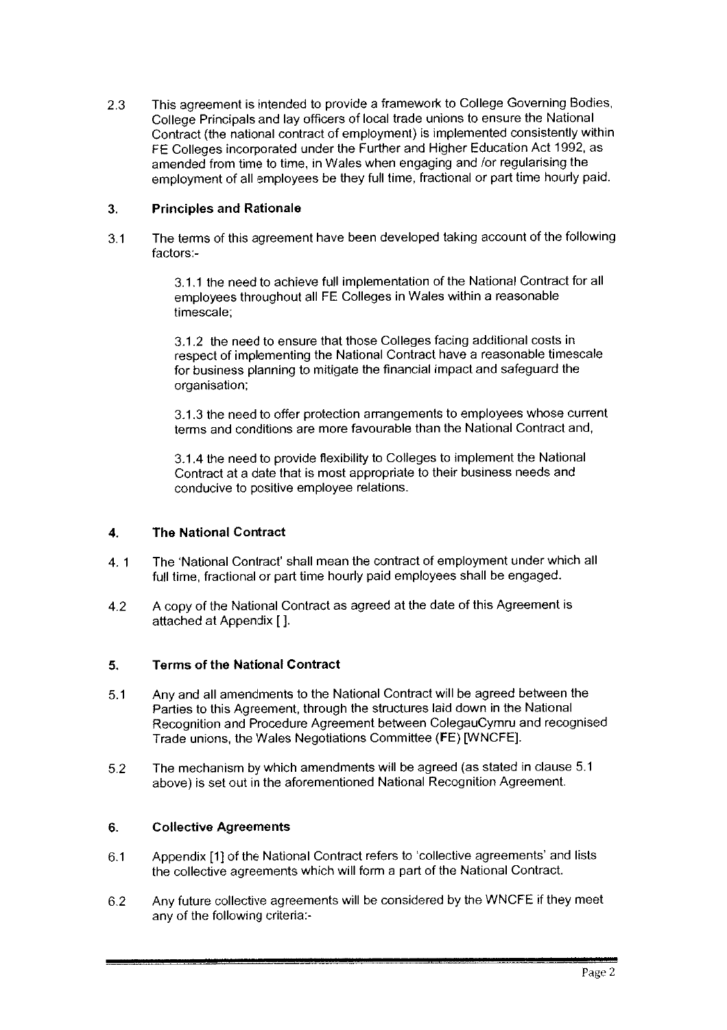2.3 This agreement is intended to provide a framework to College Governing Bodies, College Principals and lay officers of local trade unions to ensure the National Contract (the national contract of employment) is implemented consistently within FE Colleges incorporated under the Further and Higher Education Act 1992, as amended from time to time, in Wales when engaging and /or regularising the employment of all employees be they full time, fractional or part time hourly paid.

## 3. Principles and Rationale

3.1 The terms of this agreement have been developed taking account of the following factors:-

3.1.1 the need to achieve full implementation of the National Contract for all employees throughout all FE Colleges in Wales within a reasonable timescale;

3.1.2 the need to ensure that those Colleges facing additional costs in respect of implementing the National Contract have a reasonable timescale for business planning to mitigate the financial impact and safeguard the organisation;

3.1.3 the need to offer protection arrangements to employees whose current terms and conditions are more favourable than the National Contract and,

3.1.4 the need to provide flexibility to Colleges to implement the National Contract at a date that is most appropriate to their business needs and conducive to positive employee relations.

## 4. The National Contract

4.1 The 'National Contract' shall mean the contract of employment under which all full time, fractional or part time hourly paid employees shall be engaged.

4.2 A copy of the National Contract as agreed at the date of this Agreement is attached at Appendix [ ].

## 5. Terms of the National Contract

5.1 Any and all amendments to the National Contract will be agreed between the Parties to this Agreement, through the structures laid down in the National Recognition and Procedure Agreement between ColegauCymru and recognised Trade unions, the Wales Negotiations Committee (FE) [WNCFE].

5.2 The mechanism by which amendments will be agreed (as stated in clause 5.1 above) is set out in the aforementioned National Recognition Agreement.

## 6. Collective Agreements

6.1 Appendix [1] of the National Contract refers to 'collective agreements' and lists the collective agreements which will form a part of the National Contract.

6.2 Any future collective agreements will be considered by the WNCFE if they meet any of the following criteria:-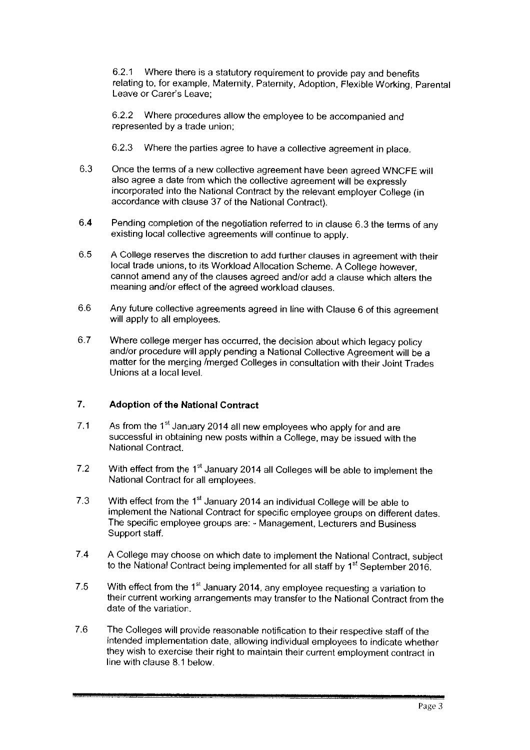6.2.1 Where there is a statutory requirement to provide pay and benefits relating to, for example, Maternity, Paternity, Adoption, Flexible Working, Parental Leave or Carer's Leave;

6.2.2 Where procedures allow the employee to be accompanied and represented by a trade union;

6.2.3 Where the parties agree to have a collective agreement in place.

6.3 Once the terms of a new collective agreement have been agreed WNCFE will also agree a date from which the collective agreement will be expressly incorporated into the National Contract by the relevant employer College (in accordance with clause 37 of the National Contract).

6.4 Pending completion of the negotiation referred to in clause 6.3 the terms of any existing local collective agreements will continue to apply.

6.5 A College reserves the discretion to add further clauses in agreement with their local trade unions, to its Workload Allocation Scheme. A College however, cannot amend any of the clauses agreed and/or add a clause which alters the meaning and/or effect of the agreed workload clauses.

6.6 Any future collective agreements agreed in line with Clause 6 of this agreement will apply to all employees.

6.7 Where college merger has occurred, the decision about which legacy policy and/or procedure will apply pending a National Collective Agreement will be a matter for the merging /merged Colleges in consultation with their Joint Trades Unions at a local level.

## 7. Adoption of the National Contract

7.1 As from the 1st January 2014 all new employees who apply for and are successful in obtaining new posts within a College, may be issued with the National Contract.

7.2 With effect from the 1st January 2014 all Colleges will be able to implement the National Contract for all employees.

7.3 With effect from the 1st January 2014 an individual College will be able to implement the National Contract for specific employee groups on different dates. The specific employee groups are: - Management, Lecturers and Business Support staff.

7.4 A College may choose on which date to implement the National Contract, subject to the National Contract being implemented for all staff by 1st September 2016.

7.5 With effect from the 1st January 2014, any employee requesting a variation to their current working arrangements may transfer to the National Contract from the date of the variation.

7.6 The Colleges will provide reasonable notification to their respective staff of the intended implementation date, allowing individual employees to indicate whether they wish to exercise their right to maintain their current employment contract in line with clause 8.1 below.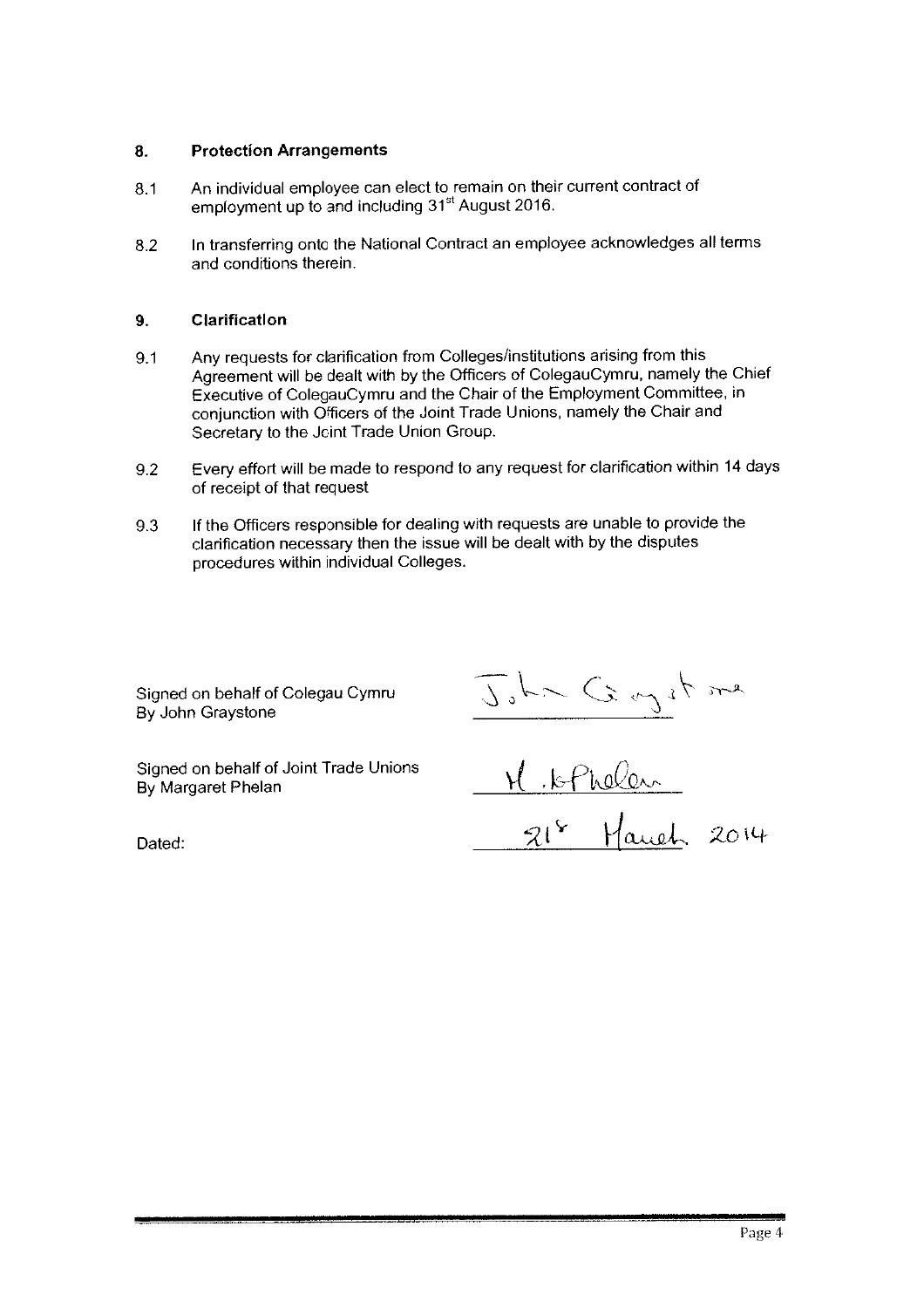## 8. Protection Arrangements

8.1 An individual employee can elect to remain on their current contract of employment up to and including 31st August 2016.

8.2 In transferring onto the National Contract an employee acknowledges all terms and conditions therein.

## 9. Clarification

9.1 Any requests for clarification from Colleges/institutions arising from this Agreement will be dealt with by the Officers of ColegauCymru, namely the Chief Executive of ColegauCymru and the Chair of the Employment Committee, in conjunction with Officers of the Joint Trade Unions, namely the Chair and Secretary to the Joint Trade Union Group.

9.2 Every effort will be made to respond to any request for clarification within 14 days of receipt of that request

9.3 If the Officers responsible for dealing with requests are unable to provide the clarification necessary then the issue will be dealt with by the disputes procedures within individual Colleges.

Signed on behalf of Colegau Cymru
By John Graystone — John Graystone

Signed on behalf of Joint Trade Unions
By Margaret Phelan — M. Phelan

Dated: 21st March 2014